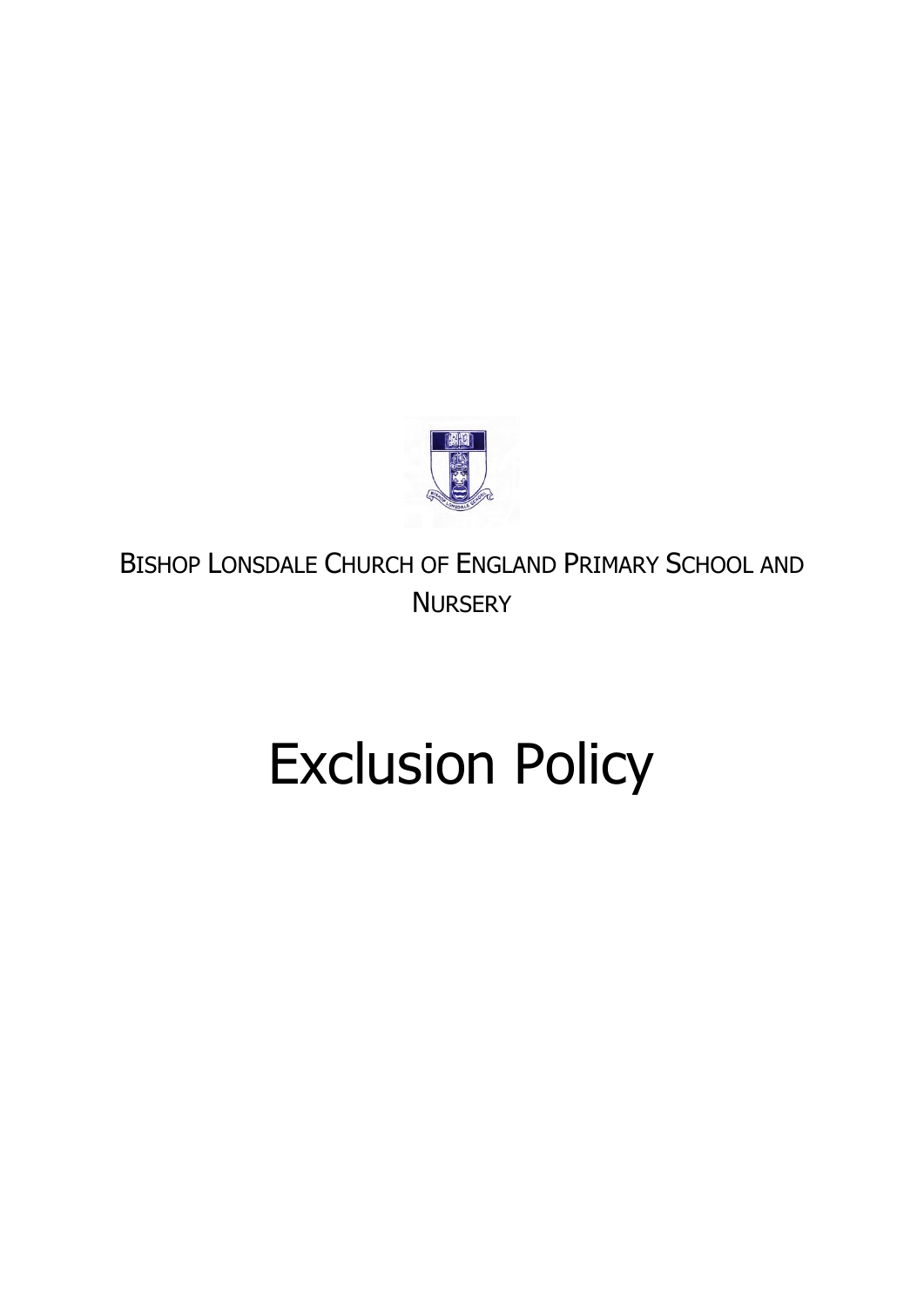BISHOP LONSDALE CHURCH OF ENGLAND PRIMARY SCHOOL AND NURSERY

# Exclusion Policy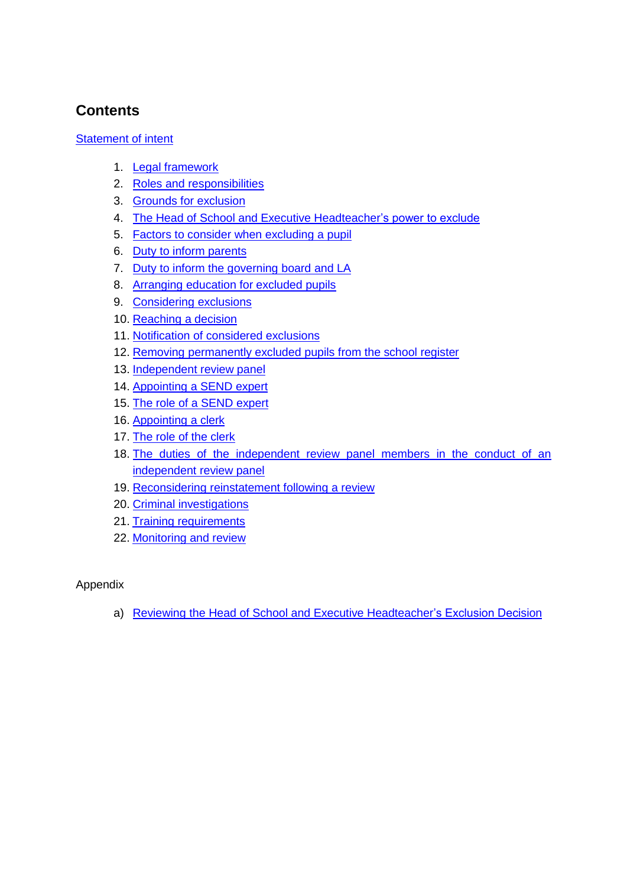## Contents

Statement of intent

1. Legal framework
2. Roles and responsibilities
3. Grounds for exclusion
4. The Head of School and Executive Headteacher's power to exclude
5. Factors to consider when excluding a pupil
6. Duty to inform parents
7. Duty to inform the governing board and LA
8. Arranging education for excluded pupils
9. Considering exclusions
10. Reaching a decision
11. Notification of considered exclusions
12. Removing permanently excluded pupils from the school register
13. Independent review panel
14. Appointing a SEND expert
15. The role of a SEND expert
16. Appointing a clerk
17. The role of the clerk
18. The duties of the independent review panel members in the conduct of an independent review panel
19. Reconsidering reinstatement following a review
20. Criminal investigations
21. Training requirements
22. Monitoring and review

Appendix

a) Reviewing the Head of School and Executive Headteacher's Exclusion Decision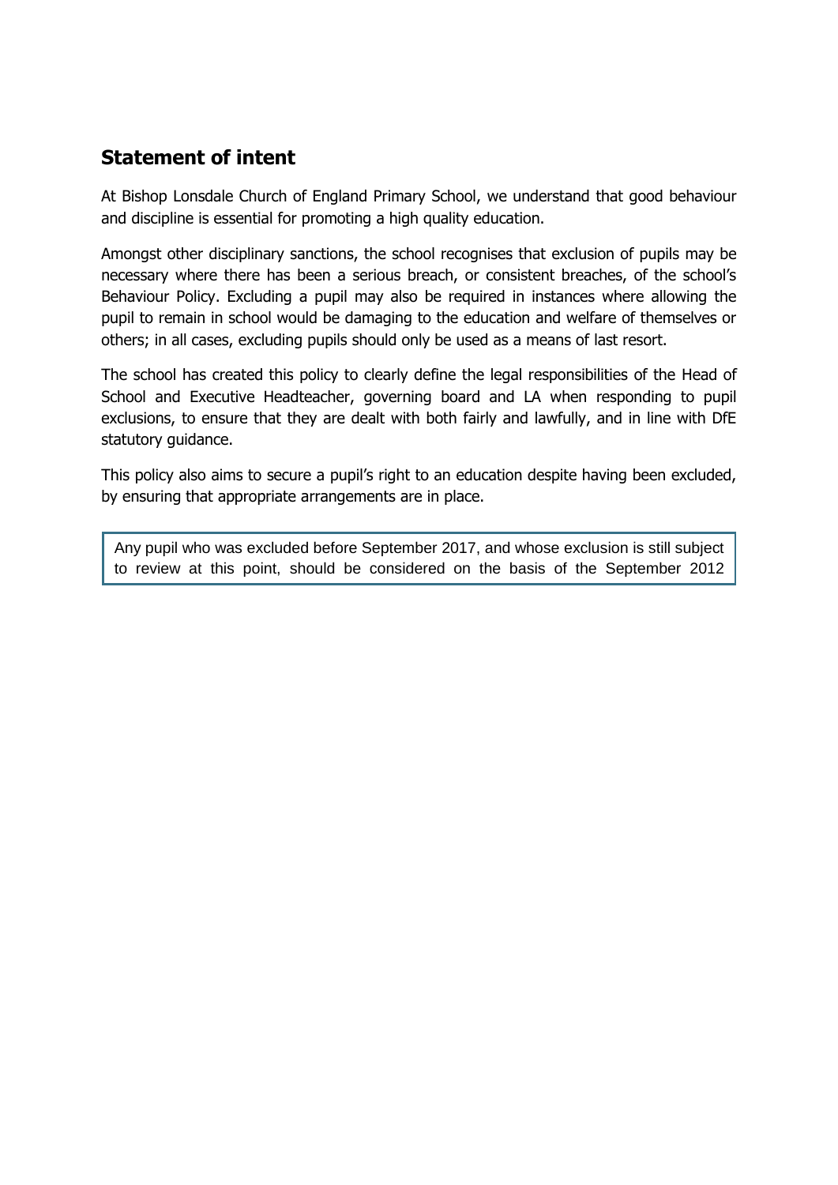## Statement of intent

At Bishop Lonsdale Church of England Primary School, we understand that good behaviour and discipline is essential for promoting a high quality education.

Amongst other disciplinary sanctions, the school recognises that exclusion of pupils may be necessary where there has been a serious breach, or consistent breaches, of the school's Behaviour Policy. Excluding a pupil may also be required in instances where allowing the pupil to remain in school would be damaging to the education and welfare of themselves or others; in all cases, excluding pupils should only be used as a means of last resort.

The school has created this policy to clearly define the legal responsibilities of the Head of School and Executive Headteacher, governing board and LA when responding to pupil exclusions, to ensure that they are dealt with both fairly and lawfully, and in line with DfE statutory guidance.

This policy also aims to secure a pupil's right to an education despite having been excluded, by ensuring that appropriate arrangements are in place.

> Any pupil who was excluded before September 2017, and whose exclusion is still subject to review at this point, should be considered on the basis of the September 2012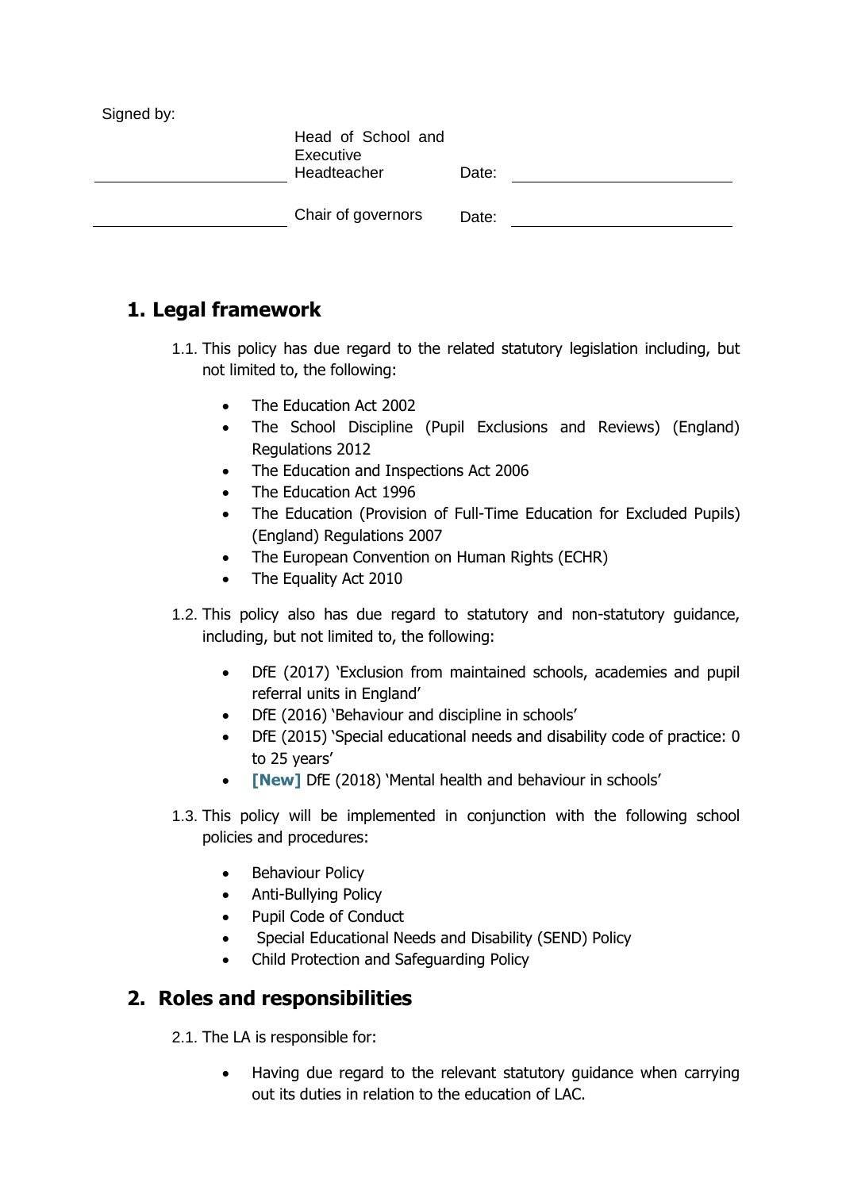Signed by:

| | | | |
|---|---|---|---|
| ______________________ | Head of School and Executive Headteacher | Date: | ______________________ |
| ______________________ | Chair of governors | Date: | ______________________ |

## 1. Legal framework

1.1. This policy has due regard to the related statutory legislation including, but not limited to, the following:

- The Education Act 2002
- The School Discipline (Pupil Exclusions and Reviews) (England) Regulations 2012
- The Education and Inspections Act 2006
- The Education Act 1996
- The Education (Provision of Full-Time Education for Excluded Pupils) (England) Regulations 2007
- The European Convention on Human Rights (ECHR)
- The Equality Act 2010

1.2. This policy also has due regard to statutory and non-statutory guidance, including, but not limited to, the following:

- DfE (2017) 'Exclusion from maintained schools, academies and pupil referral units in England'
- DfE (2016) 'Behaviour and discipline in schools'
- DfE (2015) 'Special educational needs and disability code of practice: 0 to 25 years'
- **[New]** DfE (2018) 'Mental health and behaviour in schools'

1.3. This policy will be implemented in conjunction with the following school policies and procedures:

- Behaviour Policy
- Anti-Bullying Policy
- Pupil Code of Conduct
- Special Educational Needs and Disability (SEND) Policy
- Child Protection and Safeguarding Policy

## 2. Roles and responsibilities

2.1. The LA is responsible for:

- Having due regard to the relevant statutory guidance when carrying out its duties in relation to the education of LAC.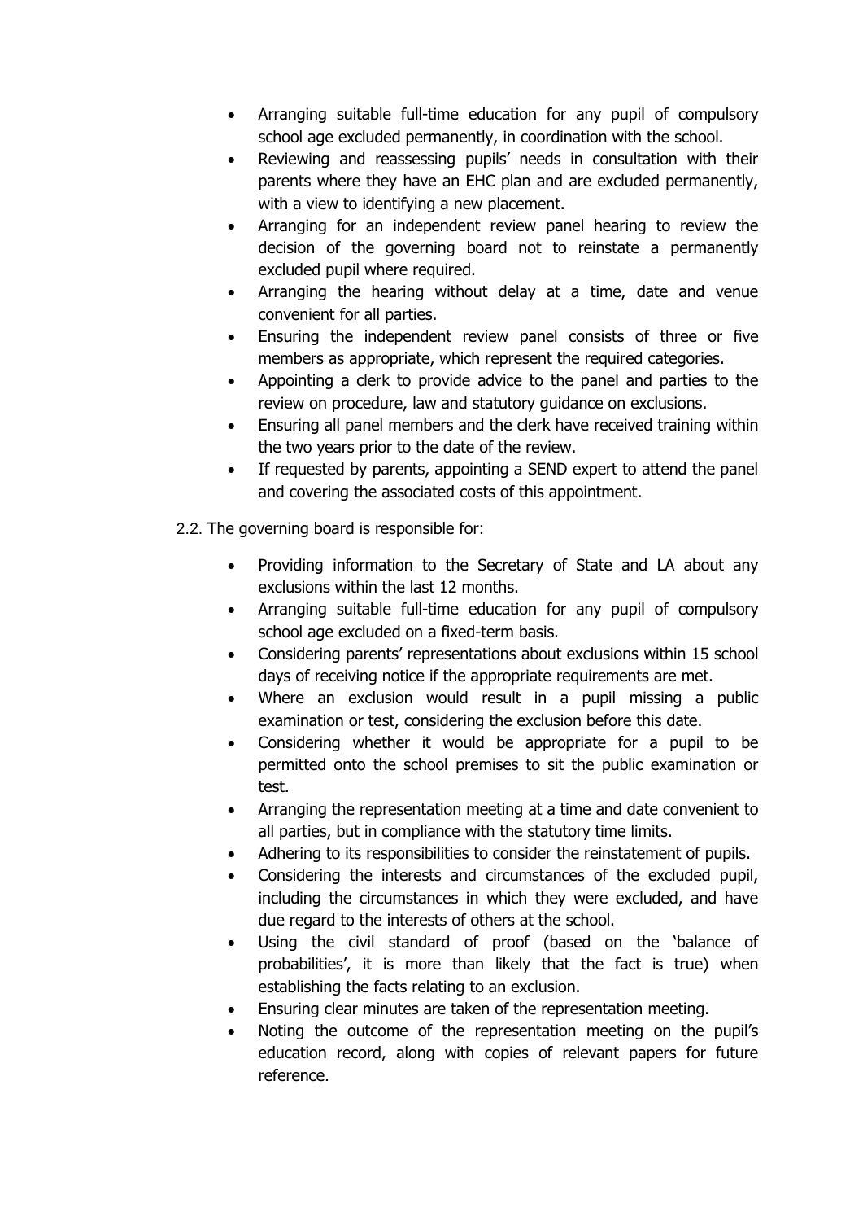- Arranging suitable full-time education for any pupil of compulsory school age excluded permanently, in coordination with the school.
- Reviewing and reassessing pupils' needs in consultation with their parents where they have an EHC plan and are excluded permanently, with a view to identifying a new placement.
- Arranging for an independent review panel hearing to review the decision of the governing board not to reinstate a permanently excluded pupil where required.
- Arranging the hearing without delay at a time, date and venue convenient for all parties.
- Ensuring the independent review panel consists of three or five members as appropriate, which represent the required categories.
- Appointing a clerk to provide advice to the panel and parties to the review on procedure, law and statutory guidance on exclusions.
- Ensuring all panel members and the clerk have received training within the two years prior to the date of the review.
- If requested by parents, appointing a SEND expert to attend the panel and covering the associated costs of this appointment.

2.2. The governing board is responsible for:

- Providing information to the Secretary of State and LA about any exclusions within the last 12 months.
- Arranging suitable full-time education for any pupil of compulsory school age excluded on a fixed-term basis.
- Considering parents' representations about exclusions within 15 school days of receiving notice if the appropriate requirements are met.
- Where an exclusion would result in a pupil missing a public examination or test, considering the exclusion before this date.
- Considering whether it would be appropriate for a pupil to be permitted onto the school premises to sit the public examination or test.
- Arranging the representation meeting at a time and date convenient to all parties, but in compliance with the statutory time limits.
- Adhering to its responsibilities to consider the reinstatement of pupils.
- Considering the interests and circumstances of the excluded pupil, including the circumstances in which they were excluded, and have due regard to the interests of others at the school.
- Using the civil standard of proof (based on the 'balance of probabilities', it is more than likely that the fact is true) when establishing the facts relating to an exclusion.
- Ensuring clear minutes are taken of the representation meeting.
- Noting the outcome of the representation meeting on the pupil's education record, along with copies of relevant papers for future reference.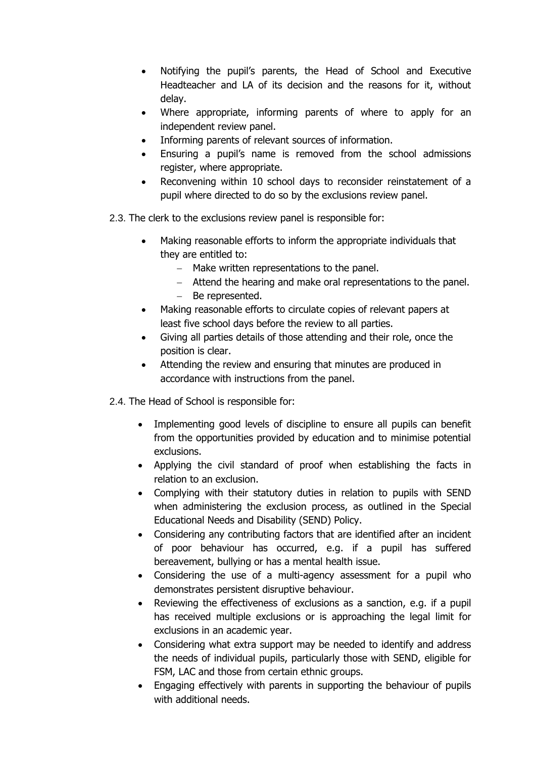- Notifying the pupil's parents, the Head of School and Executive Headteacher and LA of its decision and the reasons for it, without delay.
- Where appropriate, informing parents of where to apply for an independent review panel.
- Informing parents of relevant sources of information.
- Ensuring a pupil's name is removed from the school admissions register, where appropriate.
- Reconvening within 10 school days to reconsider reinstatement of a pupil where directed to do so by the exclusions review panel.

2.3. The clerk to the exclusions review panel is responsible for:

- Making reasonable efforts to inform the appropriate individuals that they are entitled to:
  - Make written representations to the panel.
  - Attend the hearing and make oral representations to the panel.
  - Be represented.
- Making reasonable efforts to circulate copies of relevant papers at least five school days before the review to all parties.
- Giving all parties details of those attending and their role, once the position is clear.
- Attending the review and ensuring that minutes are produced in accordance with instructions from the panel.

2.4. The Head of School is responsible for:

- Implementing good levels of discipline to ensure all pupils can benefit from the opportunities provided by education and to minimise potential exclusions.
- Applying the civil standard of proof when establishing the facts in relation to an exclusion.
- Complying with their statutory duties in relation to pupils with SEND when administering the exclusion process, as outlined in the Special Educational Needs and Disability (SEND) Policy.
- Considering any contributing factors that are identified after an incident of poor behaviour has occurred, e.g. if a pupil has suffered bereavement, bullying or has a mental health issue.
- Considering the use of a multi-agency assessment for a pupil who demonstrates persistent disruptive behaviour.
- Reviewing the effectiveness of exclusions as a sanction, e.g. if a pupil has received multiple exclusions or is approaching the legal limit for exclusions in an academic year.
- Considering what extra support may be needed to identify and address the needs of individual pupils, particularly those with SEND, eligible for FSM, LAC and those from certain ethnic groups.
- Engaging effectively with parents in supporting the behaviour of pupils with additional needs.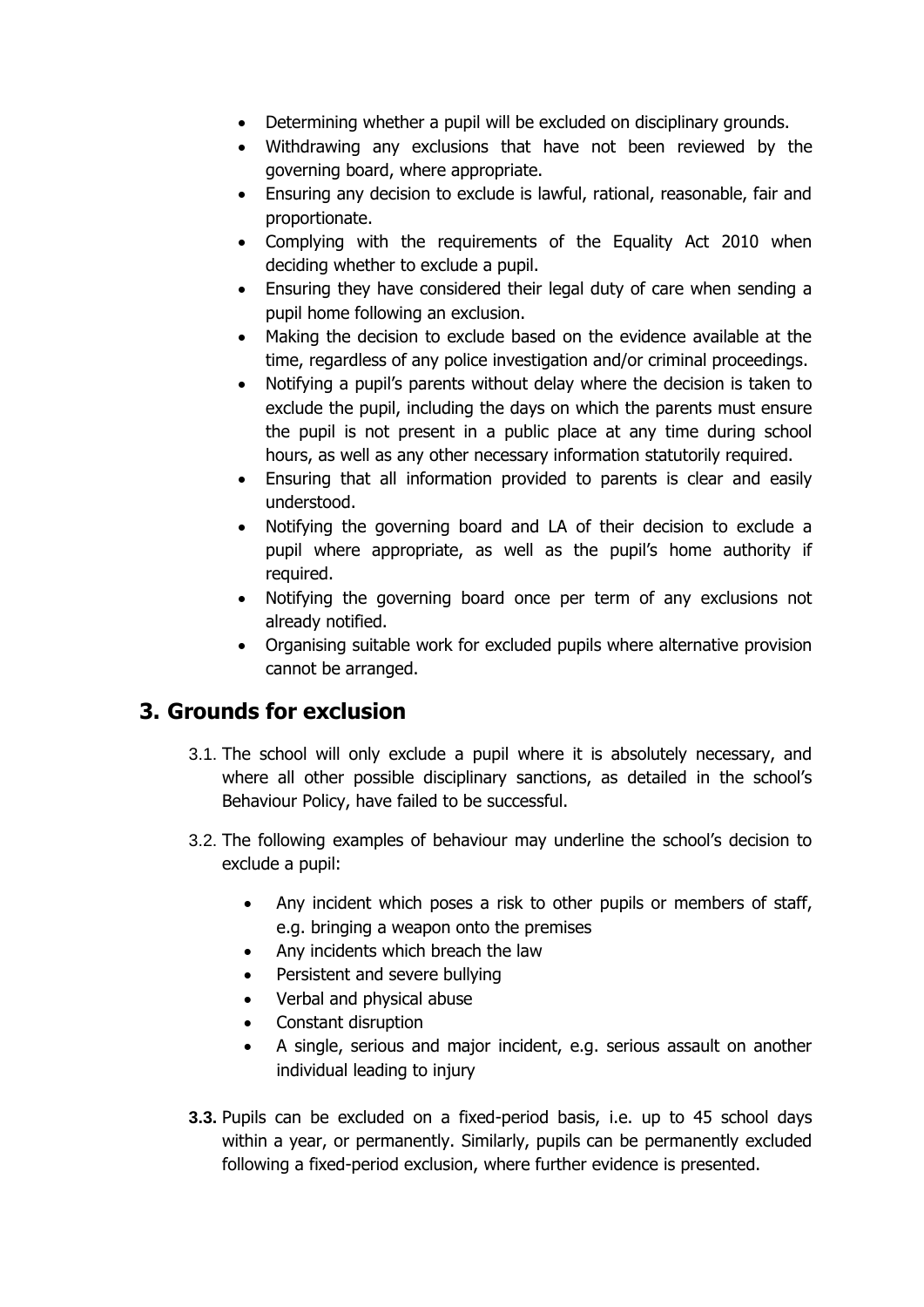- Determining whether a pupil will be excluded on disciplinary grounds.
- Withdrawing any exclusions that have not been reviewed by the governing board, where appropriate.
- Ensuring any decision to exclude is lawful, rational, reasonable, fair and proportionate.
- Complying with the requirements of the Equality Act 2010 when deciding whether to exclude a pupil.
- Ensuring they have considered their legal duty of care when sending a pupil home following an exclusion.
- Making the decision to exclude based on the evidence available at the time, regardless of any police investigation and/or criminal proceedings.
- Notifying a pupil's parents without delay where the decision is taken to exclude the pupil, including the days on which the parents must ensure the pupil is not present in a public place at any time during school hours, as well as any other necessary information statutorily required.
- Ensuring that all information provided to parents is clear and easily understood.
- Notifying the governing board and LA of their decision to exclude a pupil where appropriate, as well as the pupil's home authority if required.
- Notifying the governing board once per term of any exclusions not already notified.
- Organising suitable work for excluded pupils where alternative provision cannot be arranged.

## 3. Grounds for exclusion

3.1. The school will only exclude a pupil where it is absolutely necessary, and where all other possible disciplinary sanctions, as detailed in the school's Behaviour Policy, have failed to be successful.

3.2. The following examples of behaviour may underline the school's decision to exclude a pupil:

- Any incident which poses a risk to other pupils or members of staff, e.g. bringing a weapon onto the premises
- Any incidents which breach the law
- Persistent and severe bullying
- Verbal and physical abuse
- Constant disruption
- A single, serious and major incident, e.g. serious assault on another individual leading to injury

**3.3.** Pupils can be excluded on a fixed-period basis, i.e. up to 45 school days within a year, or permanently. Similarly, pupils can be permanently excluded following a fixed-period exclusion, where further evidence is presented.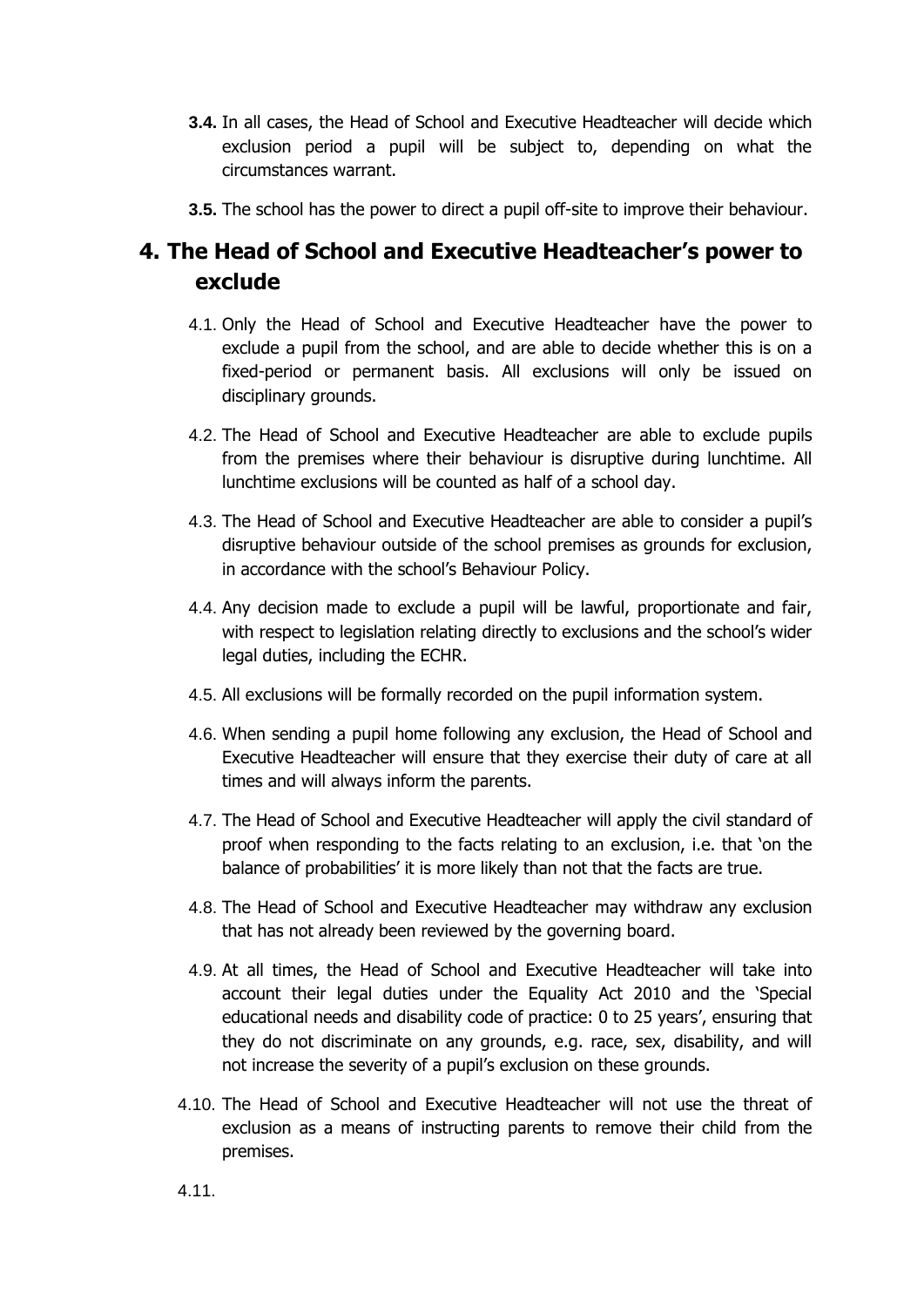**3.4.** In all cases, the Head of School and Executive Headteacher will decide which exclusion period a pupil will be subject to, depending on what the circumstances warrant.

**3.5.** The school has the power to direct a pupil off-site to improve their behaviour.

# 4. The Head of School and Executive Headteacher's power to exclude

4.1. Only the Head of School and Executive Headteacher have the power to exclude a pupil from the school, and are able to decide whether this is on a fixed-period or permanent basis. All exclusions will only be issued on disciplinary grounds.

4.2. The Head of School and Executive Headteacher are able to exclude pupils from the premises where their behaviour is disruptive during lunchtime. All lunchtime exclusions will be counted as half of a school day.

4.3. The Head of School and Executive Headteacher are able to consider a pupil's disruptive behaviour outside of the school premises as grounds for exclusion, in accordance with the school's Behaviour Policy.

4.4. Any decision made to exclude a pupil will be lawful, proportionate and fair, with respect to legislation relating directly to exclusions and the school's wider legal duties, including the ECHR.

4.5. All exclusions will be formally recorded on the pupil information system.

4.6. When sending a pupil home following any exclusion, the Head of School and Executive Headteacher will ensure that they exercise their duty of care at all times and will always inform the parents.

4.7. The Head of School and Executive Headteacher will apply the civil standard of proof when responding to the facts relating to an exclusion, i.e. that 'on the balance of probabilities' it is more likely than not that the facts are true.

4.8. The Head of School and Executive Headteacher may withdraw any exclusion that has not already been reviewed by the governing board.

4.9. At all times, the Head of School and Executive Headteacher will take into account their legal duties under the Equality Act 2010 and the 'Special educational needs and disability code of practice: 0 to 25 years', ensuring that they do not discriminate on any grounds, e.g. race, sex, disability, and will not increase the severity of a pupil's exclusion on these grounds.

4.10. The Head of School and Executive Headteacher will not use the threat of exclusion as a means of instructing parents to remove their child from the premises.

4.11.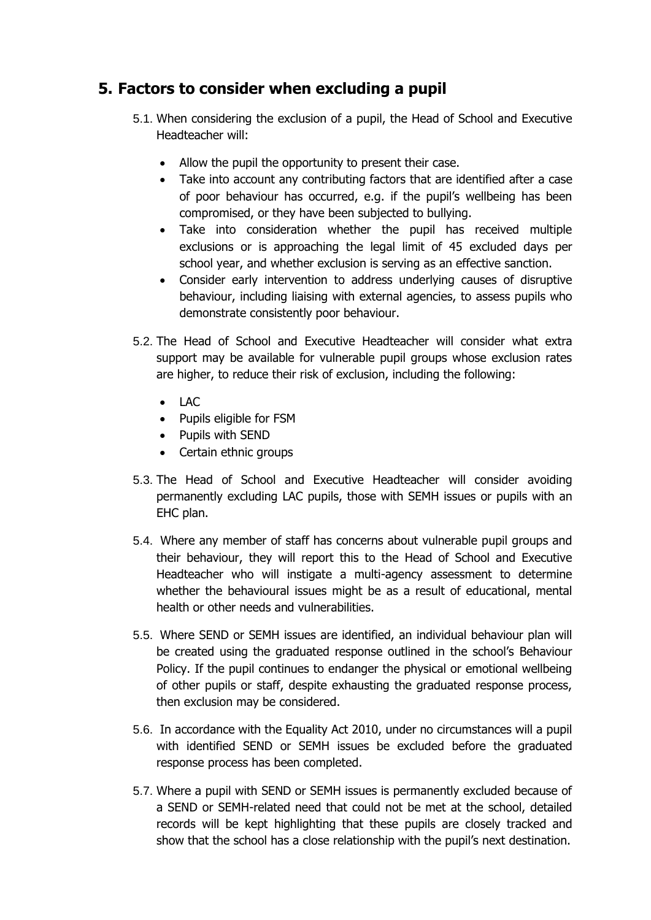## 5. Factors to consider when excluding a pupil

5.1. When considering the exclusion of a pupil, the Head of School and Executive Headteacher will:

- Allow the pupil the opportunity to present their case.
- Take into account any contributing factors that are identified after a case of poor behaviour has occurred, e.g. if the pupil's wellbeing has been compromised, or they have been subjected to bullying.
- Take into consideration whether the pupil has received multiple exclusions or is approaching the legal limit of 45 excluded days per school year, and whether exclusion is serving as an effective sanction.
- Consider early intervention to address underlying causes of disruptive behaviour, including liaising with external agencies, to assess pupils who demonstrate consistently poor behaviour.

5.2. The Head of School and Executive Headteacher will consider what extra support may be available for vulnerable pupil groups whose exclusion rates are higher, to reduce their risk of exclusion, including the following:

- LAC
- Pupils eligible for FSM
- Pupils with SEND
- Certain ethnic groups

5.3. The Head of School and Executive Headteacher will consider avoiding permanently excluding LAC pupils, those with SEMH issues or pupils with an EHC plan.

5.4. Where any member of staff has concerns about vulnerable pupil groups and their behaviour, they will report this to the Head of School and Executive Headteacher who will instigate a multi-agency assessment to determine whether the behavioural issues might be as a result of educational, mental health or other needs and vulnerabilities.

5.5. Where SEND or SEMH issues are identified, an individual behaviour plan will be created using the graduated response outlined in the school's Behaviour Policy. If the pupil continues to endanger the physical or emotional wellbeing of other pupils or staff, despite exhausting the graduated response process, then exclusion may be considered.

5.6. In accordance with the Equality Act 2010, under no circumstances will a pupil with identified SEND or SEMH issues be excluded before the graduated response process has been completed.

5.7. Where a pupil with SEND or SEMH issues is permanently excluded because of a SEND or SEMH-related need that could not be met at the school, detailed records will be kept highlighting that these pupils are closely tracked and show that the school has a close relationship with the pupil's next destination.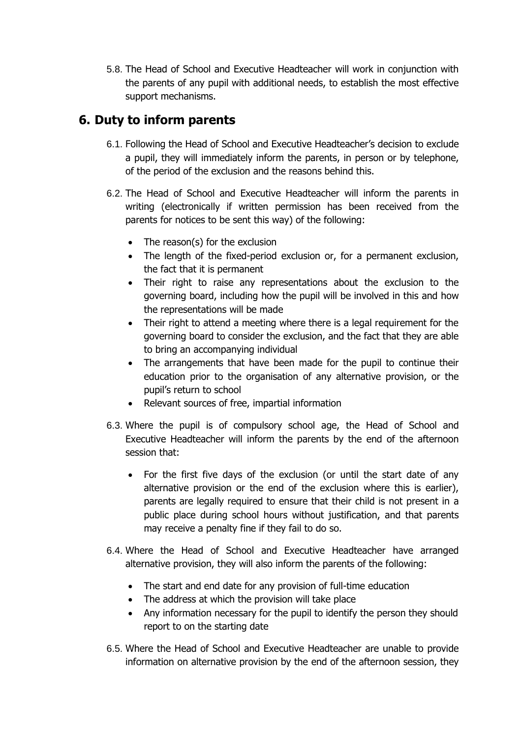5.8. The Head of School and Executive Headteacher will work in conjunction with the parents of any pupil with additional needs, to establish the most effective support mechanisms.

## 6. Duty to inform parents

6.1. Following the Head of School and Executive Headteacher's decision to exclude a pupil, they will immediately inform the parents, in person or by telephone, of the period of the exclusion and the reasons behind this.

6.2. The Head of School and Executive Headteacher will inform the parents in writing (electronically if written permission has been received from the parents for notices to be sent this way) of the following:

- The reason(s) for the exclusion
- The length of the fixed-period exclusion or, for a permanent exclusion, the fact that it is permanent
- Their right to raise any representations about the exclusion to the governing board, including how the pupil will be involved in this and how the representations will be made
- Their right to attend a meeting where there is a legal requirement for the governing board to consider the exclusion, and the fact that they are able to bring an accompanying individual
- The arrangements that have been made for the pupil to continue their education prior to the organisation of any alternative provision, or the pupil's return to school
- Relevant sources of free, impartial information

6.3. Where the pupil is of compulsory school age, the Head of School and Executive Headteacher will inform the parents by the end of the afternoon session that:

- For the first five days of the exclusion (or until the start date of any alternative provision or the end of the exclusion where this is earlier), parents are legally required to ensure that their child is not present in a public place during school hours without justification, and that parents may receive a penalty fine if they fail to do so.

6.4. Where the Head of School and Executive Headteacher have arranged alternative provision, they will also inform the parents of the following:

- The start and end date for any provision of full-time education
- The address at which the provision will take place
- Any information necessary for the pupil to identify the person they should report to on the starting date

6.5. Where the Head of School and Executive Headteacher are unable to provide information on alternative provision by the end of the afternoon session, they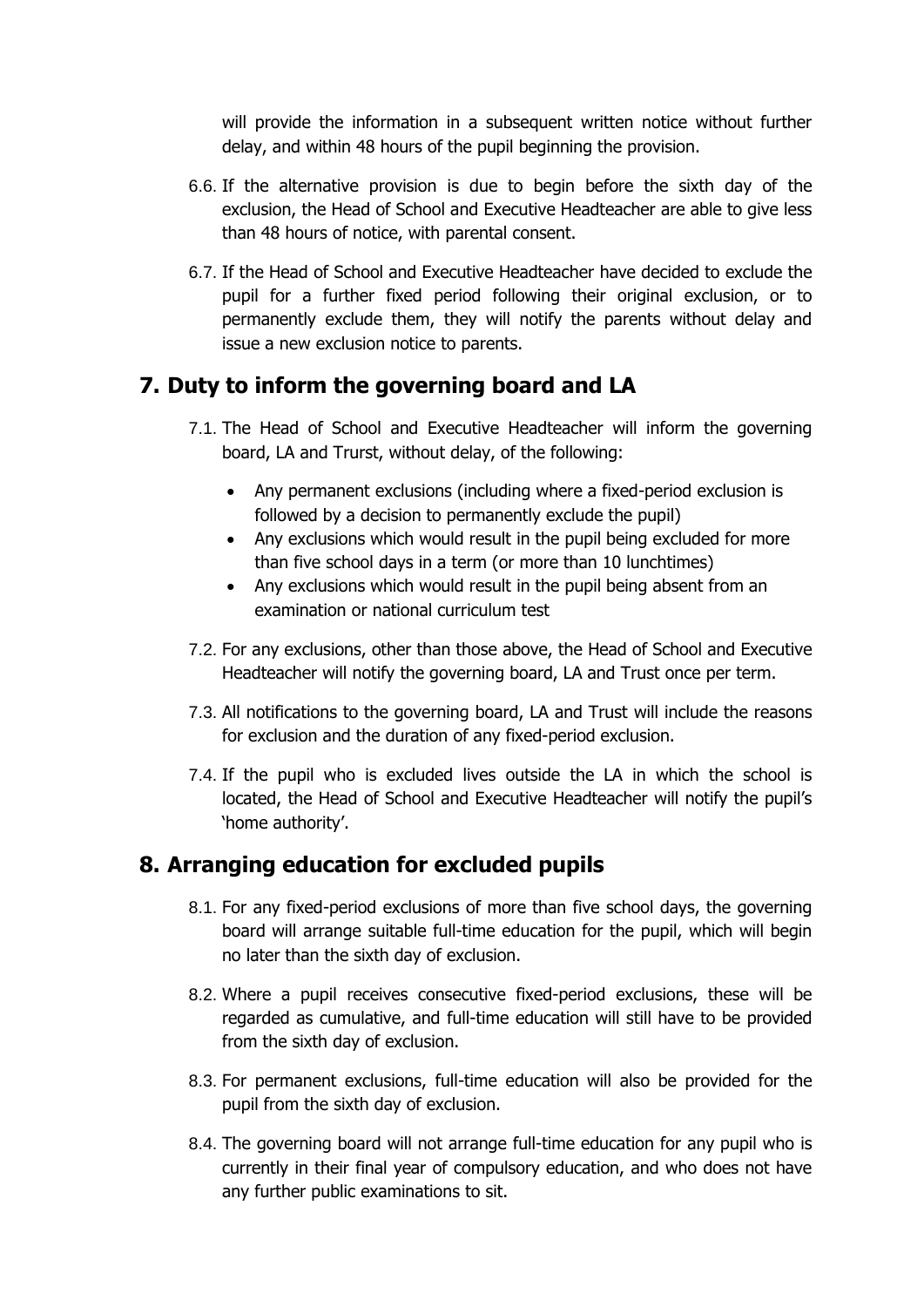will provide the information in a subsequent written notice without further delay, and within 48 hours of the pupil beginning the provision.

6.6. If the alternative provision is due to begin before the sixth day of the exclusion, the Head of School and Executive Headteacher are able to give less than 48 hours of notice, with parental consent.

6.7. If the Head of School and Executive Headteacher have decided to exclude the pupil for a further fixed period following their original exclusion, or to permanently exclude them, they will notify the parents without delay and issue a new exclusion notice to parents.

## 7. Duty to inform the governing board and LA

7.1. The Head of School and Executive Headteacher will inform the governing board, LA and Trurst, without delay, of the following:

- Any permanent exclusions (including where a fixed-period exclusion is followed by a decision to permanently exclude the pupil)
- Any exclusions which would result in the pupil being excluded for more than five school days in a term (or more than 10 lunchtimes)
- Any exclusions which would result in the pupil being absent from an examination or national curriculum test

7.2. For any exclusions, other than those above, the Head of School and Executive Headteacher will notify the governing board, LA and Trust once per term.

7.3. All notifications to the governing board, LA and Trust will include the reasons for exclusion and the duration of any fixed-period exclusion.

7.4. If the pupil who is excluded lives outside the LA in which the school is located, the Head of School and Executive Headteacher will notify the pupil's 'home authority'.

## 8. Arranging education for excluded pupils

8.1. For any fixed-period exclusions of more than five school days, the governing board will arrange suitable full-time education for the pupil, which will begin no later than the sixth day of exclusion.

8.2. Where a pupil receives consecutive fixed-period exclusions, these will be regarded as cumulative, and full-time education will still have to be provided from the sixth day of exclusion.

8.3. For permanent exclusions, full-time education will also be provided for the pupil from the sixth day of exclusion.

8.4. The governing board will not arrange full-time education for any pupil who is currently in their final year of compulsory education, and who does not have any further public examinations to sit.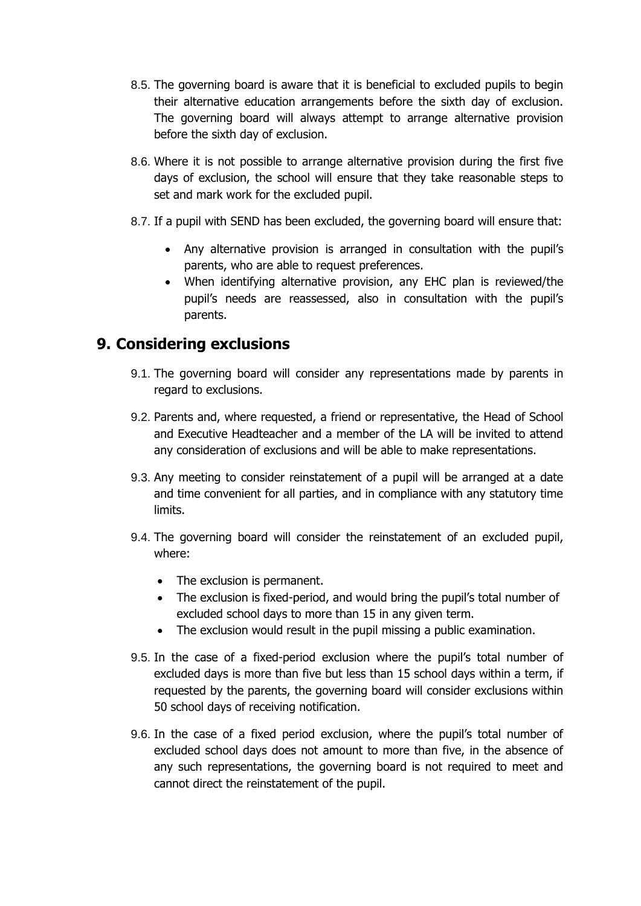8.5. The governing board is aware that it is beneficial to excluded pupils to begin their alternative education arrangements before the sixth day of exclusion. The governing board will always attempt to arrange alternative provision before the sixth day of exclusion.

8.6. Where it is not possible to arrange alternative provision during the first five days of exclusion, the school will ensure that they take reasonable steps to set and mark work for the excluded pupil.

8.7. If a pupil with SEND has been excluded, the governing board will ensure that:

- Any alternative provision is arranged in consultation with the pupil's parents, who are able to request preferences.
- When identifying alternative provision, any EHC plan is reviewed/the pupil's needs are reassessed, also in consultation with the pupil's parents.

## 9. Considering exclusions

9.1. The governing board will consider any representations made by parents in regard to exclusions.

9.2. Parents and, where requested, a friend or representative, the Head of School and Executive Headteacher and a member of the LA will be invited to attend any consideration of exclusions and will be able to make representations.

9.3. Any meeting to consider reinstatement of a pupil will be arranged at a date and time convenient for all parties, and in compliance with any statutory time limits.

9.4. The governing board will consider the reinstatement of an excluded pupil, where:

- The exclusion is permanent.
- The exclusion is fixed-period, and would bring the pupil's total number of excluded school days to more than 15 in any given term.
- The exclusion would result in the pupil missing a public examination.

9.5. In the case of a fixed-period exclusion where the pupil's total number of excluded days is more than five but less than 15 school days within a term, if requested by the parents, the governing board will consider exclusions within 50 school days of receiving notification.

9.6. In the case of a fixed period exclusion, where the pupil's total number of excluded school days does not amount to more than five, in the absence of any such representations, the governing board is not required to meet and cannot direct the reinstatement of the pupil.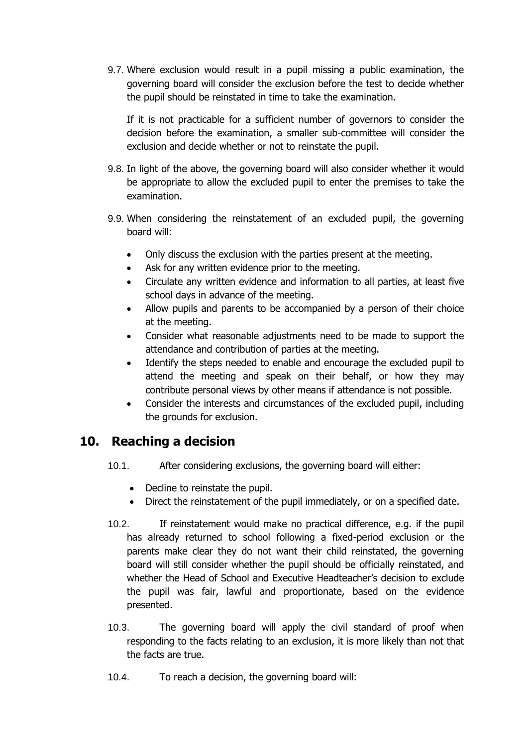9.7. Where exclusion would result in a pupil missing a public examination, the governing board will consider the exclusion before the test to decide whether the pupil should be reinstated in time to take the examination.

If it is not practicable for a sufficient number of governors to consider the decision before the examination, a smaller sub-committee will consider the exclusion and decide whether or not to reinstate the pupil.

9.8. In light of the above, the governing board will also consider whether it would be appropriate to allow the excluded pupil to enter the premises to take the examination.

9.9. When considering the reinstatement of an excluded pupil, the governing board will:

- Only discuss the exclusion with the parties present at the meeting.
- Ask for any written evidence prior to the meeting.
- Circulate any written evidence and information to all parties, at least five school days in advance of the meeting.
- Allow pupils and parents to be accompanied by a person of their choice at the meeting.
- Consider what reasonable adjustments need to be made to support the attendance and contribution of parties at the meeting.
- Identify the steps needed to enable and encourage the excluded pupil to attend the meeting and speak on their behalf, or how they may contribute personal views by other means if attendance is not possible.
- Consider the interests and circumstances of the excluded pupil, including the grounds for exclusion.

## 10. Reaching a decision

10.1. After considering exclusions, the governing board will either:

- Decline to reinstate the pupil.
- Direct the reinstatement of the pupil immediately, or on a specified date.

10.2. If reinstatement would make no practical difference, e.g. if the pupil has already returned to school following a fixed-period exclusion or the parents make clear they do not want their child reinstated, the governing board will still consider whether the pupil should be officially reinstated, and whether the Head of School and Executive Headteacher's decision to exclude the pupil was fair, lawful and proportionate, based on the evidence presented.

10.3. The governing board will apply the civil standard of proof when responding to the facts relating to an exclusion, it is more likely than not that the facts are true.

10.4. To reach a decision, the governing board will: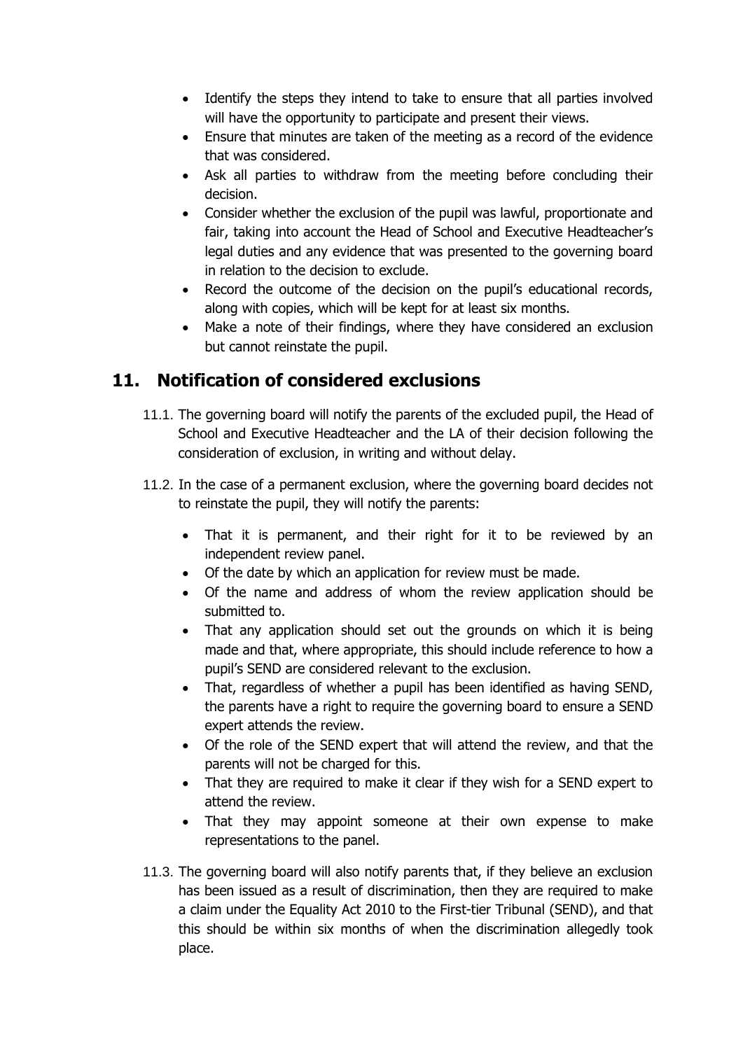- Identify the steps they intend to take to ensure that all parties involved will have the opportunity to participate and present their views.
- Ensure that minutes are taken of the meeting as a record of the evidence that was considered.
- Ask all parties to withdraw from the meeting before concluding their decision.
- Consider whether the exclusion of the pupil was lawful, proportionate and fair, taking into account the Head of School and Executive Headteacher's legal duties and any evidence that was presented to the governing board in relation to the decision to exclude.
- Record the outcome of the decision on the pupil's educational records, along with copies, which will be kept for at least six months.
- Make a note of their findings, where they have considered an exclusion but cannot reinstate the pupil.

## 11. Notification of considered exclusions

11.1. The governing board will notify the parents of the excluded pupil, the Head of School and Executive Headteacher and the LA of their decision following the consideration of exclusion, in writing and without delay.

11.2. In the case of a permanent exclusion, where the governing board decides not to reinstate the pupil, they will notify the parents:

- That it is permanent, and their right for it to be reviewed by an independent review panel.
- Of the date by which an application for review must be made.
- Of the name and address of whom the review application should be submitted to.
- That any application should set out the grounds on which it is being made and that, where appropriate, this should include reference to how a pupil's SEND are considered relevant to the exclusion.
- That, regardless of whether a pupil has been identified as having SEND, the parents have a right to require the governing board to ensure a SEND expert attends the review.
- Of the role of the SEND expert that will attend the review, and that the parents will not be charged for this.
- That they are required to make it clear if they wish for a SEND expert to attend the review.
- That they may appoint someone at their own expense to make representations to the panel.

11.3. The governing board will also notify parents that, if they believe an exclusion has been issued as a result of discrimination, then they are required to make a claim under the Equality Act 2010 to the First-tier Tribunal (SEND), and that this should be within six months of when the discrimination allegedly took place.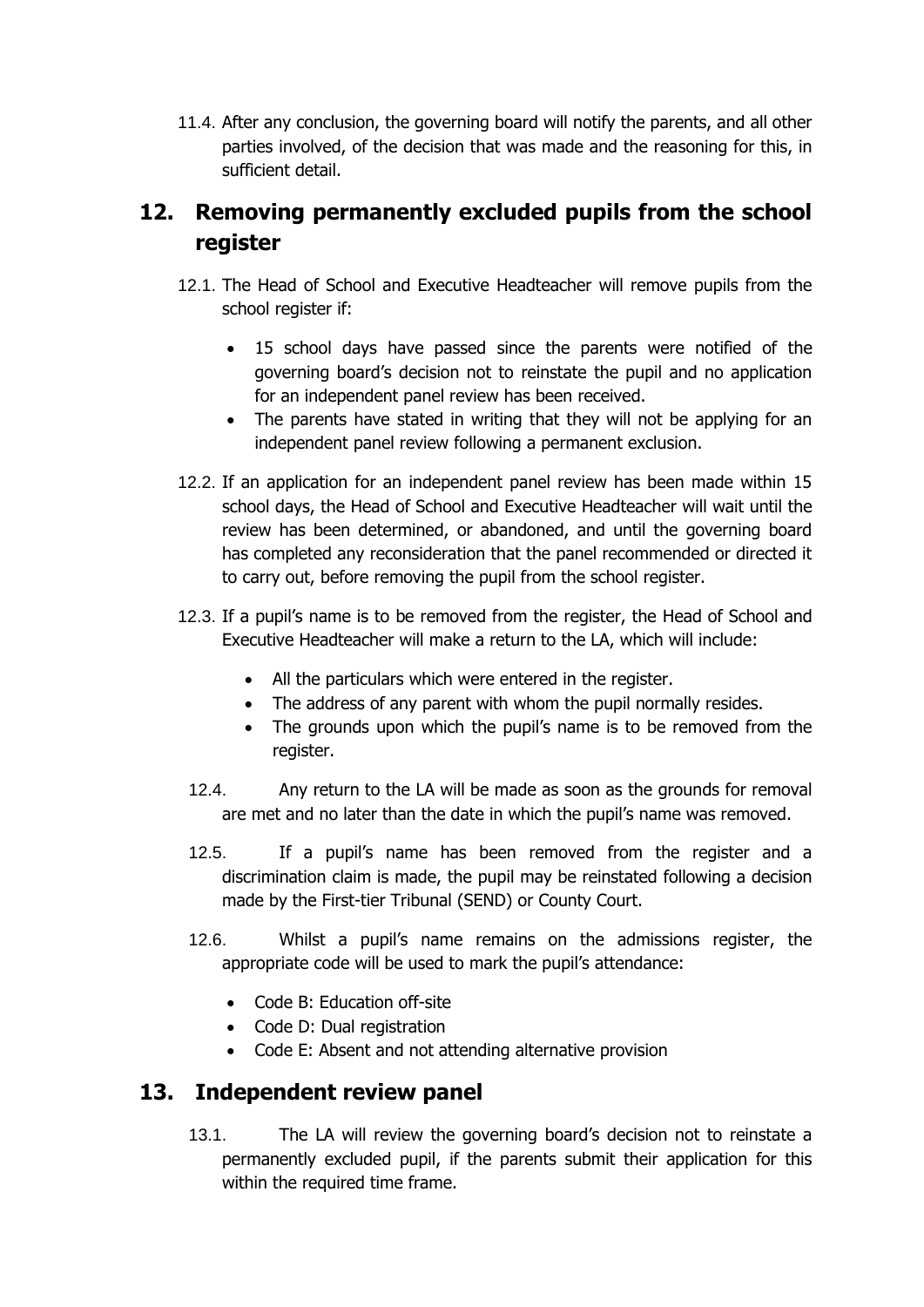11.4. After any conclusion, the governing board will notify the parents, and all other parties involved, of the decision that was made and the reasoning for this, in sufficient detail.

## 12. Removing permanently excluded pupils from the school register

12.1. The Head of School and Executive Headteacher will remove pupils from the school register if:

- 15 school days have passed since the parents were notified of the governing board's decision not to reinstate the pupil and no application for an independent panel review has been received.
- The parents have stated in writing that they will not be applying for an independent panel review following a permanent exclusion.

12.2. If an application for an independent panel review has been made within 15 school days, the Head of School and Executive Headteacher will wait until the review has been determined, or abandoned, and until the governing board has completed any reconsideration that the panel recommended or directed it to carry out, before removing the pupil from the school register.

12.3. If a pupil's name is to be removed from the register, the Head of School and Executive Headteacher will make a return to the LA, which will include:

- All the particulars which were entered in the register.
- The address of any parent with whom the pupil normally resides.
- The grounds upon which the pupil's name is to be removed from the register.

12.4. Any return to the LA will be made as soon as the grounds for removal are met and no later than the date in which the pupil's name was removed.

12.5. If a pupil's name has been removed from the register and a discrimination claim is made, the pupil may be reinstated following a decision made by the First-tier Tribunal (SEND) or County Court.

12.6. Whilst a pupil's name remains on the admissions register, the appropriate code will be used to mark the pupil's attendance:

- Code B: Education off-site
- Code D: Dual registration
- Code E: Absent and not attending alternative provision

## 13. Independent review panel

13.1. The LA will review the governing board's decision not to reinstate a permanently excluded pupil, if the parents submit their application for this within the required time frame.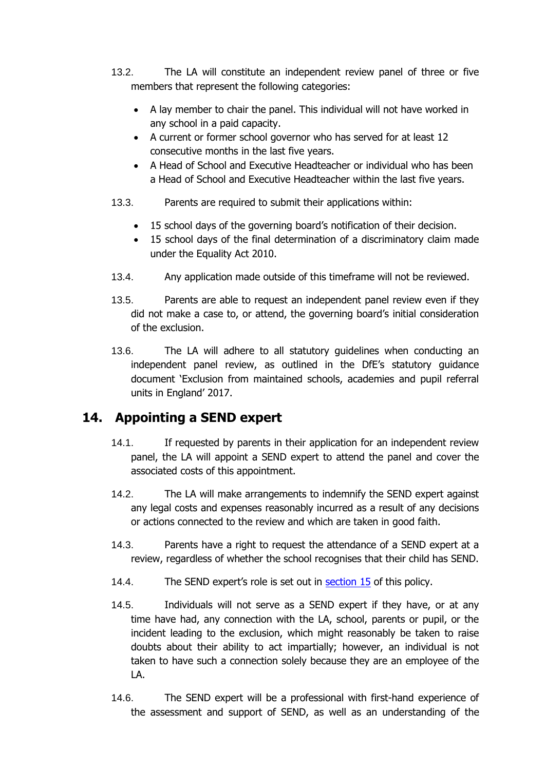13.2. The LA will constitute an independent review panel of three or five members that represent the following categories:

- A lay member to chair the panel. This individual will not have worked in any school in a paid capacity.
- A current or former school governor who has served for at least 12 consecutive months in the last five years.
- A Head of School and Executive Headteacher or individual who has been a Head of School and Executive Headteacher within the last five years.

13.3. Parents are required to submit their applications within:

- 15 school days of the governing board's notification of their decision.
- 15 school days of the final determination of a discriminatory claim made under the Equality Act 2010.

13.4. Any application made outside of this timeframe will not be reviewed.

13.5. Parents are able to request an independent panel review even if they did not make a case to, or attend, the governing board's initial consideration of the exclusion.

13.6. The LA will adhere to all statutory guidelines when conducting an independent panel review, as outlined in the DfE's statutory guidance document 'Exclusion from maintained schools, academies and pupil referral units in England' 2017.

## 14. Appointing a SEND expert

14.1. If requested by parents in their application for an independent review panel, the LA will appoint a SEND expert to attend the panel and cover the associated costs of this appointment.

14.2. The LA will make arrangements to indemnify the SEND expert against any legal costs and expenses reasonably incurred as a result of any decisions or actions connected to the review and which are taken in good faith.

14.3. Parents have a right to request the attendance of a SEND expert at a review, regardless of whether the school recognises that their child has SEND.

14.4. The SEND expert's role is set out in section 15 of this policy.

14.5. Individuals will not serve as a SEND expert if they have, or at any time have had, any connection with the LA, school, parents or pupil, or the incident leading to the exclusion, which might reasonably be taken to raise doubts about their ability to act impartially; however, an individual is not taken to have such a connection solely because they are an employee of the LA.

14.6. The SEND expert will be a professional with first-hand experience of the assessment and support of SEND, as well as an understanding of the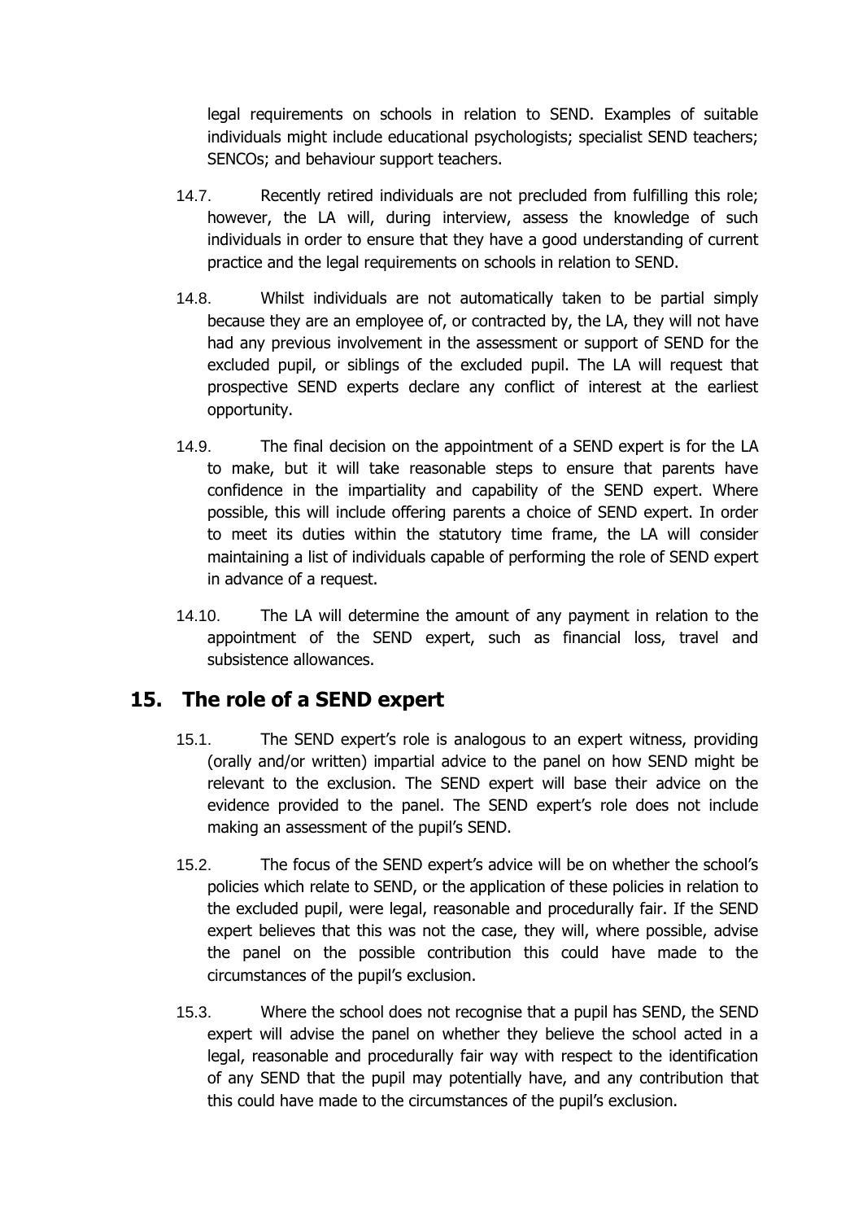legal requirements on schools in relation to SEND. Examples of suitable individuals might include educational psychologists; specialist SEND teachers; SENCOs; and behaviour support teachers.

14.7. Recently retired individuals are not precluded from fulfilling this role; however, the LA will, during interview, assess the knowledge of such individuals in order to ensure that they have a good understanding of current practice and the legal requirements on schools in relation to SEND.

14.8. Whilst individuals are not automatically taken to be partial simply because they are an employee of, or contracted by, the LA, they will not have had any previous involvement in the assessment or support of SEND for the excluded pupil, or siblings of the excluded pupil. The LA will request that prospective SEND experts declare any conflict of interest at the earliest opportunity.

14.9. The final decision on the appointment of a SEND expert is for the LA to make, but it will take reasonable steps to ensure that parents have confidence in the impartiality and capability of the SEND expert. Where possible, this will include offering parents a choice of SEND expert. In order to meet its duties within the statutory time frame, the LA will consider maintaining a list of individuals capable of performing the role of SEND expert in advance of a request.

14.10. The LA will determine the amount of any payment in relation to the appointment of the SEND expert, such as financial loss, travel and subsistence allowances.

## 15. The role of a SEND expert

15.1. The SEND expert's role is analogous to an expert witness, providing (orally and/or written) impartial advice to the panel on how SEND might be relevant to the exclusion. The SEND expert will base their advice on the evidence provided to the panel. The SEND expert's role does not include making an assessment of the pupil's SEND.

15.2. The focus of the SEND expert's advice will be on whether the school's policies which relate to SEND, or the application of these policies in relation to the excluded pupil, were legal, reasonable and procedurally fair. If the SEND expert believes that this was not the case, they will, where possible, advise the panel on the possible contribution this could have made to the circumstances of the pupil's exclusion.

15.3. Where the school does not recognise that a pupil has SEND, the SEND expert will advise the panel on whether they believe the school acted in a legal, reasonable and procedurally fair way with respect to the identification of any SEND that the pupil may potentially have, and any contribution that this could have made to the circumstances of the pupil's exclusion.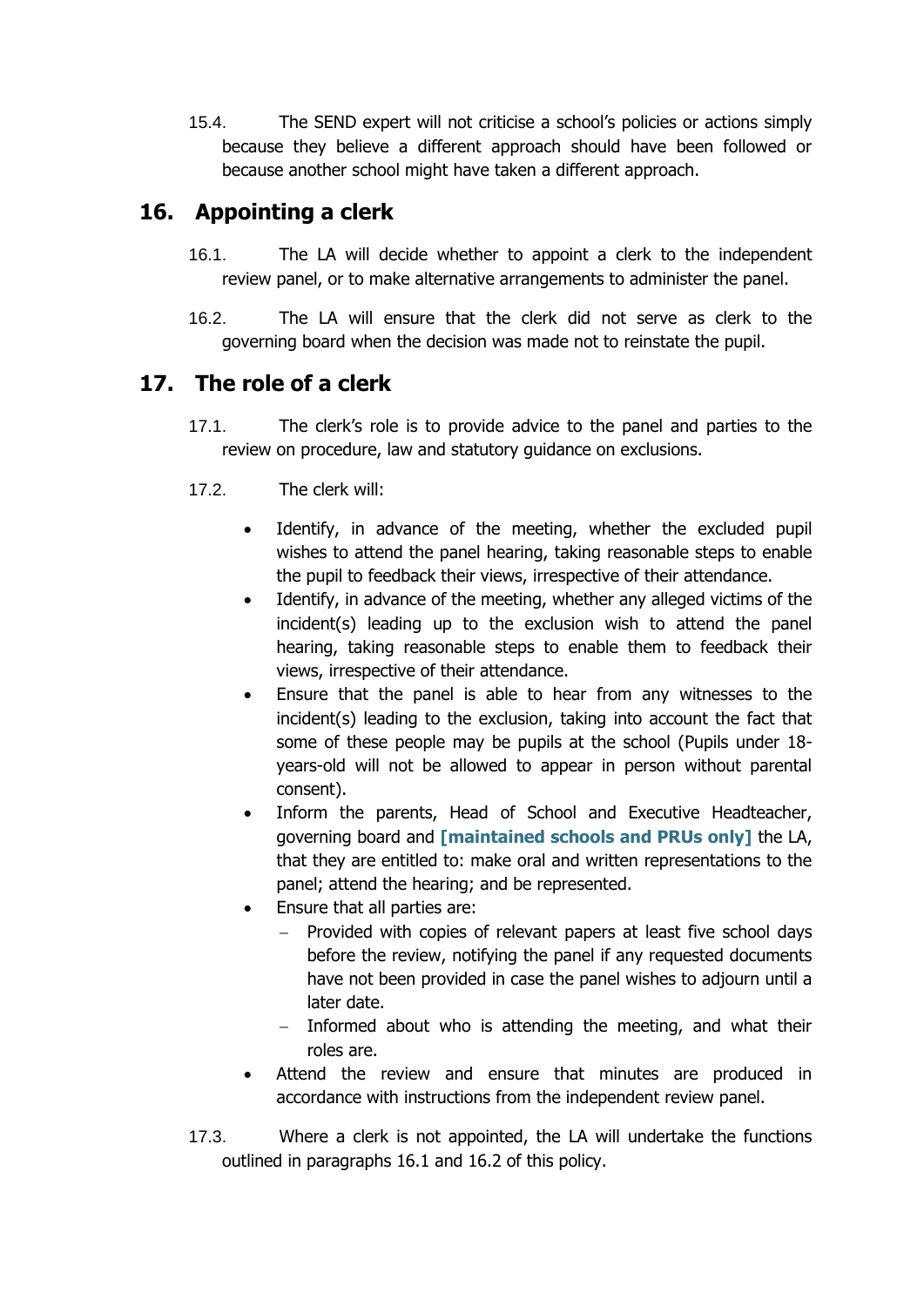15.4. The SEND expert will not criticise a school's policies or actions simply because they believe a different approach should have been followed or because another school might have taken a different approach.

## 16. Appointing a clerk

16.1. The LA will decide whether to appoint a clerk to the independent review panel, or to make alternative arrangements to administer the panel.

16.2. The LA will ensure that the clerk did not serve as clerk to the governing board when the decision was made not to reinstate the pupil.

## 17. The role of a clerk

17.1. The clerk's role is to provide advice to the panel and parties to the review on procedure, law and statutory guidance on exclusions.

17.2. The clerk will:

- Identify, in advance of the meeting, whether the excluded pupil wishes to attend the panel hearing, taking reasonable steps to enable the pupil to feedback their views, irrespective of their attendance.
- Identify, in advance of the meeting, whether any alleged victims of the incident(s) leading up to the exclusion wish to attend the panel hearing, taking reasonable steps to enable them to feedback their views, irrespective of their attendance.
- Ensure that the panel is able to hear from any witnesses to the incident(s) leading to the exclusion, taking into account the fact that some of these people may be pupils at the school (Pupils under 18-years-old will not be allowed to appear in person without parental consent).
- Inform the parents, Head of School and Executive Headteacher, governing board and **[maintained schools and PRUs only]** the LA, that they are entitled to: make oral and written representations to the panel; attend the hearing; and be represented.
- Ensure that all parties are:
  - Provided with copies of relevant papers at least five school days before the review, notifying the panel if any requested documents have not been provided in case the panel wishes to adjourn until a later date.
  - Informed about who is attending the meeting, and what their roles are.
- Attend the review and ensure that minutes are produced in accordance with instructions from the independent review panel.

17.3. Where a clerk is not appointed, the LA will undertake the functions outlined in paragraphs 16.1 and 16.2 of this policy.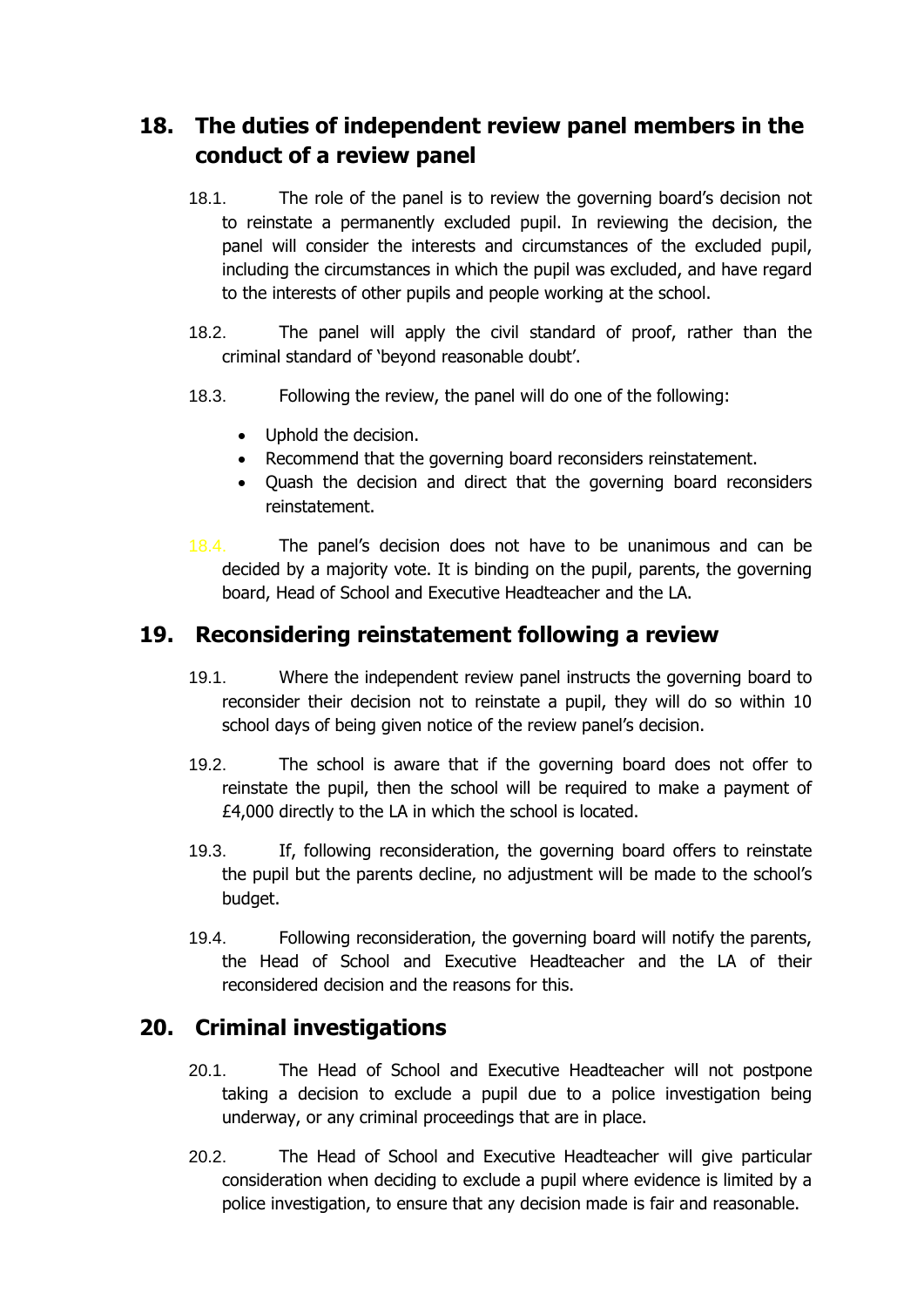## 18. The duties of independent review panel members in the conduct of a review panel

18.1. The role of the panel is to review the governing board's decision not to reinstate a permanently excluded pupil. In reviewing the decision, the panel will consider the interests and circumstances of the excluded pupil, including the circumstances in which the pupil was excluded, and have regard to the interests of other pupils and people working at the school.

18.2. The panel will apply the civil standard of proof, rather than the criminal standard of 'beyond reasonable doubt'.

18.3. Following the review, the panel will do one of the following:

- Uphold the decision.
- Recommend that the governing board reconsiders reinstatement.
- Quash the decision and direct that the governing board reconsiders reinstatement.

18.4. The panel's decision does not have to be unanimous and can be decided by a majority vote. It is binding on the pupil, parents, the governing board, Head of School and Executive Headteacher and the LA.

## 19. Reconsidering reinstatement following a review

19.1. Where the independent review panel instructs the governing board to reconsider their decision not to reinstate a pupil, they will do so within 10 school days of being given notice of the review panel's decision.

19.2. The school is aware that if the governing board does not offer to reinstate the pupil, then the school will be required to make a payment of £4,000 directly to the LA in which the school is located.

19.3. If, following reconsideration, the governing board offers to reinstate the pupil but the parents decline, no adjustment will be made to the school's budget.

19.4. Following reconsideration, the governing board will notify the parents, the Head of School and Executive Headteacher and the LA of their reconsidered decision and the reasons for this.

## 20. Criminal investigations

20.1. The Head of School and Executive Headteacher will not postpone taking a decision to exclude a pupil due to a police investigation being underway, or any criminal proceedings that are in place.

20.2. The Head of School and Executive Headteacher will give particular consideration when deciding to exclude a pupil where evidence is limited by a police investigation, to ensure that any decision made is fair and reasonable.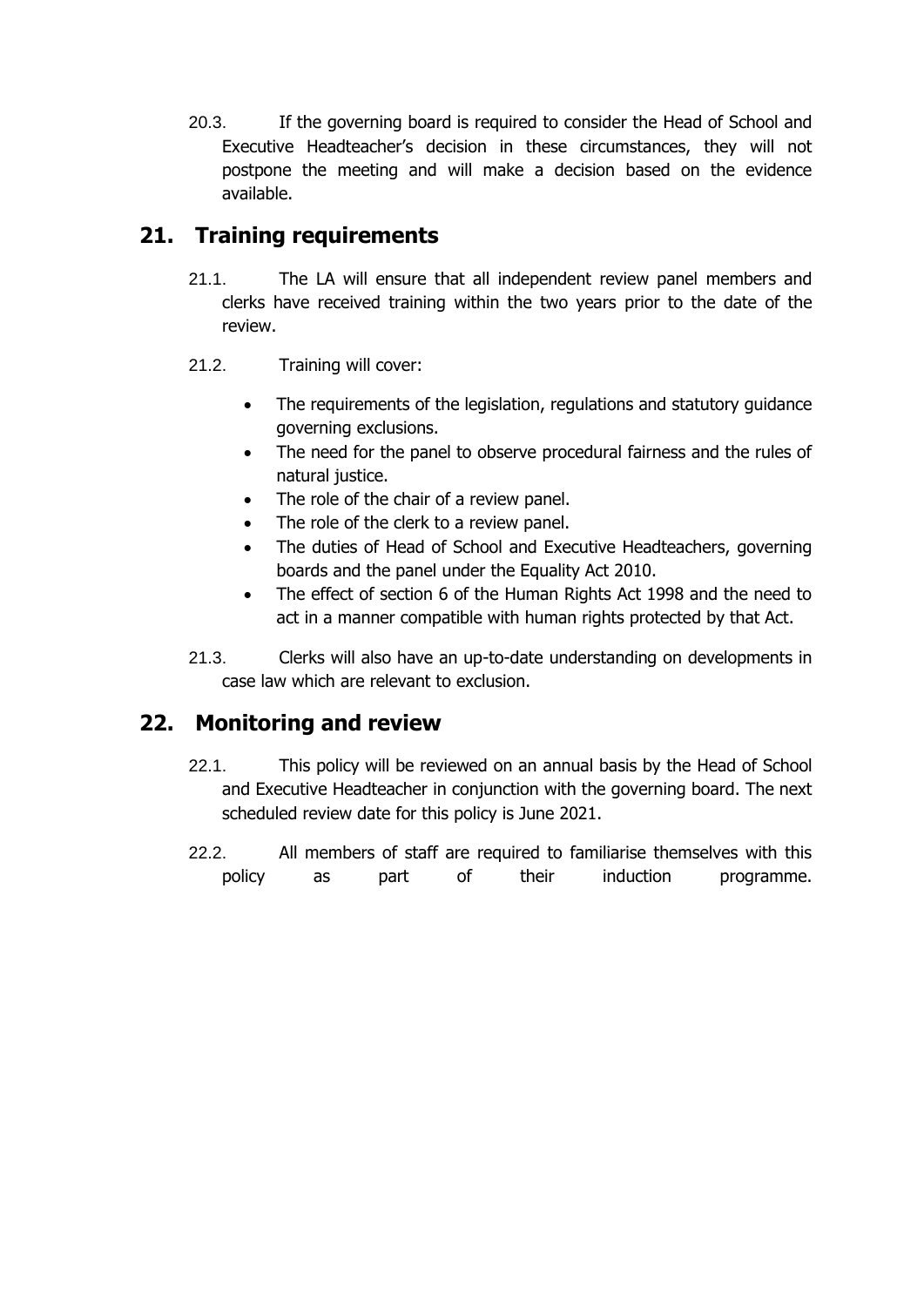20.3. If the governing board is required to consider the Head of School and Executive Headteacher's decision in these circumstances, they will not postpone the meeting and will make a decision based on the evidence available.

## 21. Training requirements

21.1. The LA will ensure that all independent review panel members and clerks have received training within the two years prior to the date of the review.

21.2. Training will cover:

- The requirements of the legislation, regulations and statutory guidance governing exclusions.
- The need for the panel to observe procedural fairness and the rules of natural justice.
- The role of the chair of a review panel.
- The role of the clerk to a review panel.
- The duties of Head of School and Executive Headteachers, governing boards and the panel under the Equality Act 2010.
- The effect of section 6 of the Human Rights Act 1998 and the need to act in a manner compatible with human rights protected by that Act.

21.3. Clerks will also have an up-to-date understanding on developments in case law which are relevant to exclusion.

## 22. Monitoring and review

22.1. This policy will be reviewed on an annual basis by the Head of School and Executive Headteacher in conjunction with the governing board. The next scheduled review date for this policy is June 2021.

22.2. All members of staff are required to familiarise themselves with this policy as part of their induction programme.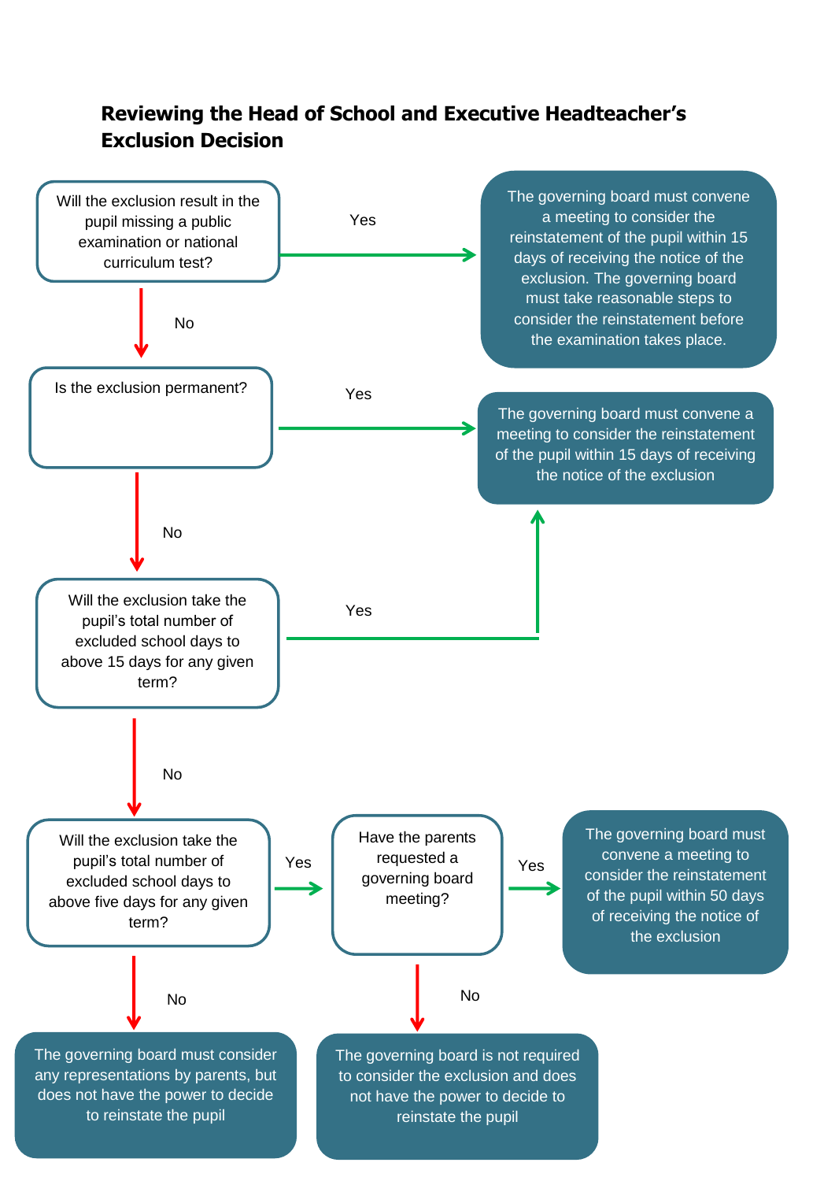## Reviewing the Head of School and Executive Headteacher's Exclusion Decision

Will the exclusion result in the pupil missing a public examination or national curriculum test?

Yes

The governing board must convene a meeting to consider the reinstatement of the pupil within 15 days of receiving the notice of the exclusion. The governing board must take reasonable steps to consider the reinstatement before the examination takes place.

No

Is the exclusion permanent?

Yes

The governing board must convene a meeting to consider the reinstatement of the pupil within 15 days of receiving the notice of the exclusion

No

Will the exclusion take the pupil's total number of excluded school days to above 15 days for any given term?

Yes

No

Will the exclusion take the pupil's total number of excluded school days to above five days for any given term?

Yes

Have the parents requested a governing board meeting?

Yes

The governing board must convene a meeting to consider the reinstatement of the pupil within 50 days of receiving the notice of the exclusion

No

The governing board must consider any representations by parents, but does not have the power to decide to reinstate the pupil

No

The governing board is not required to consider the exclusion and does not have the power to decide to reinstate the pupil